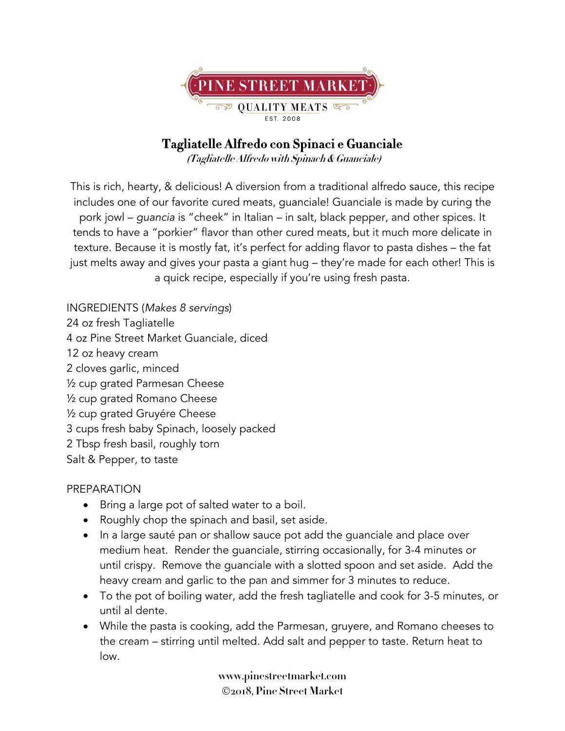PINE STREET MARKET

QUALITY MEATS

EST. 2008

# Tagliatelle Alfredo con Spinaci e Guanciale

*(Tagliatelle Alfredo with Spinach & Guanciale)*

This is rich, hearty, & delicious! A diversion from a traditional alfredo sauce, this recipe includes one of our favorite cured meats, guanciale! Guanciale is made by curing the pork jowl – *guancia* is "cheek" in Italian – in salt, black pepper, and other spices. It tends to have a "porkier" flavor than other cured meats, but it much more delicate in texture. Because it is mostly fat, it's perfect for adding flavor to pasta dishes – the fat just melts away and gives your pasta a giant hug – they're made for each other! This is a quick recipe, especially if you're using fresh pasta.

INGREDIENTS (*Makes 8 servings*)

24 oz fresh Tagliatelle
4 oz Pine Street Market Guanciale, diced
12 oz heavy cream
2 cloves garlic, minced
½ cup grated Parmesan Cheese
½ cup grated Romano Cheese
½ cup grated Gruyére Cheese
3 cups fresh baby Spinach, loosely packed
2 Tbsp fresh basil, roughly torn
Salt & Pepper, to taste

PREPARATION

- Bring a large pot of salted water to a boil.
- Roughly chop the spinach and basil, set aside.
- In a large sauté pan or shallow sauce pot add the guanciale and place over medium heat. Render the guanciale, stirring occasionally, for 3-4 minutes or until crispy. Remove the guanciale with a slotted spoon and set aside. Add the heavy cream and garlic to the pan and simmer for 3 minutes to reduce.
- To the pot of boiling water, add the fresh tagliatelle and cook for 3-5 minutes, or until al dente.
- While the pasta is cooking, add the Parmesan, gruyere, and Romano cheeses to the cream – stirring until melted. Add salt and pepper to taste. Return heat to low.

www.pinestreetmarket.com
©2018, Pine Street Market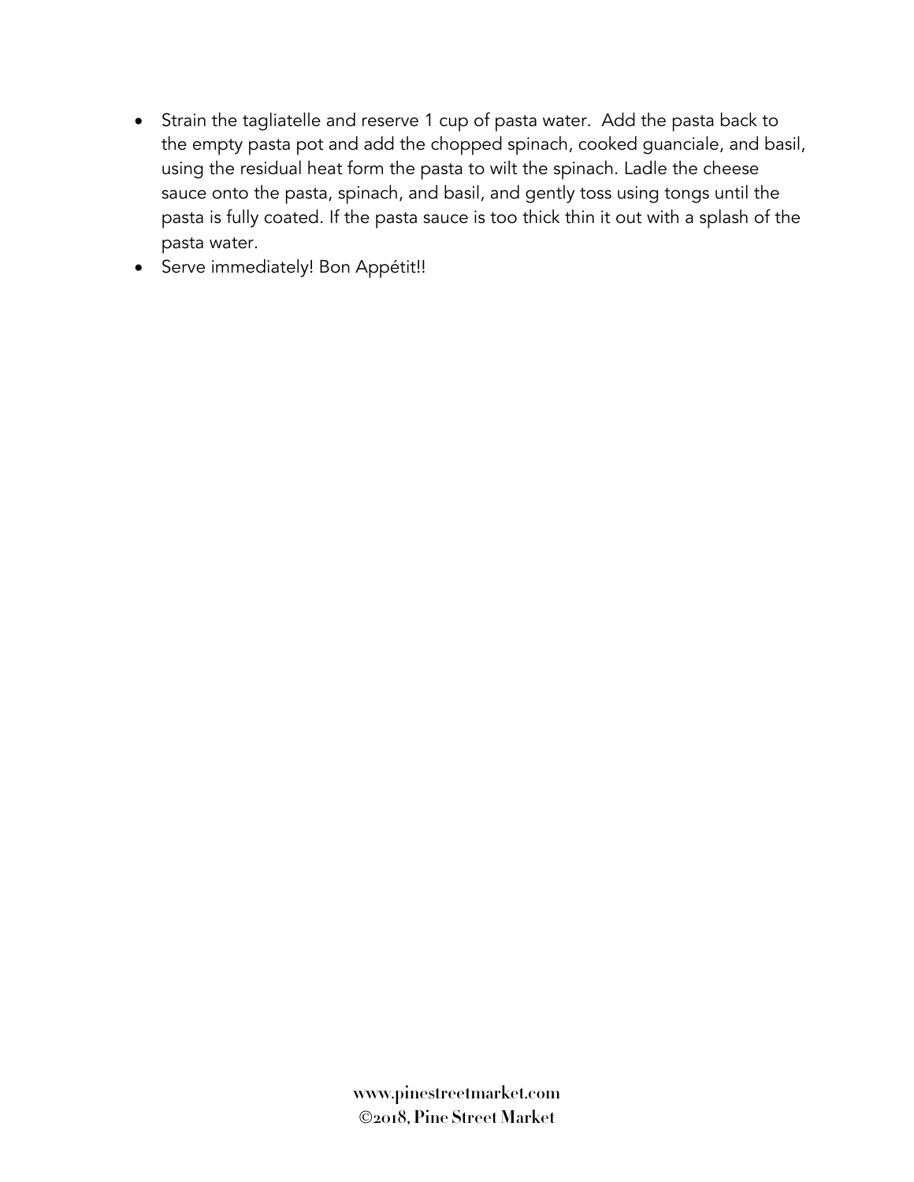- Strain the tagliatelle and reserve 1 cup of pasta water. Add the pasta back to the empty pasta pot and add the chopped spinach, cooked guanciale, and basil, using the residual heat form the pasta to wilt the spinach. Ladle the cheese sauce onto the pasta, spinach, and basil, and gently toss using tongs until the pasta is fully coated. If the pasta sauce is too thick thin it out with a splash of the pasta water.
- Serve immediately! Bon Appétit!!

www.pinestreetmarket.com
©2018, Pine Street Market